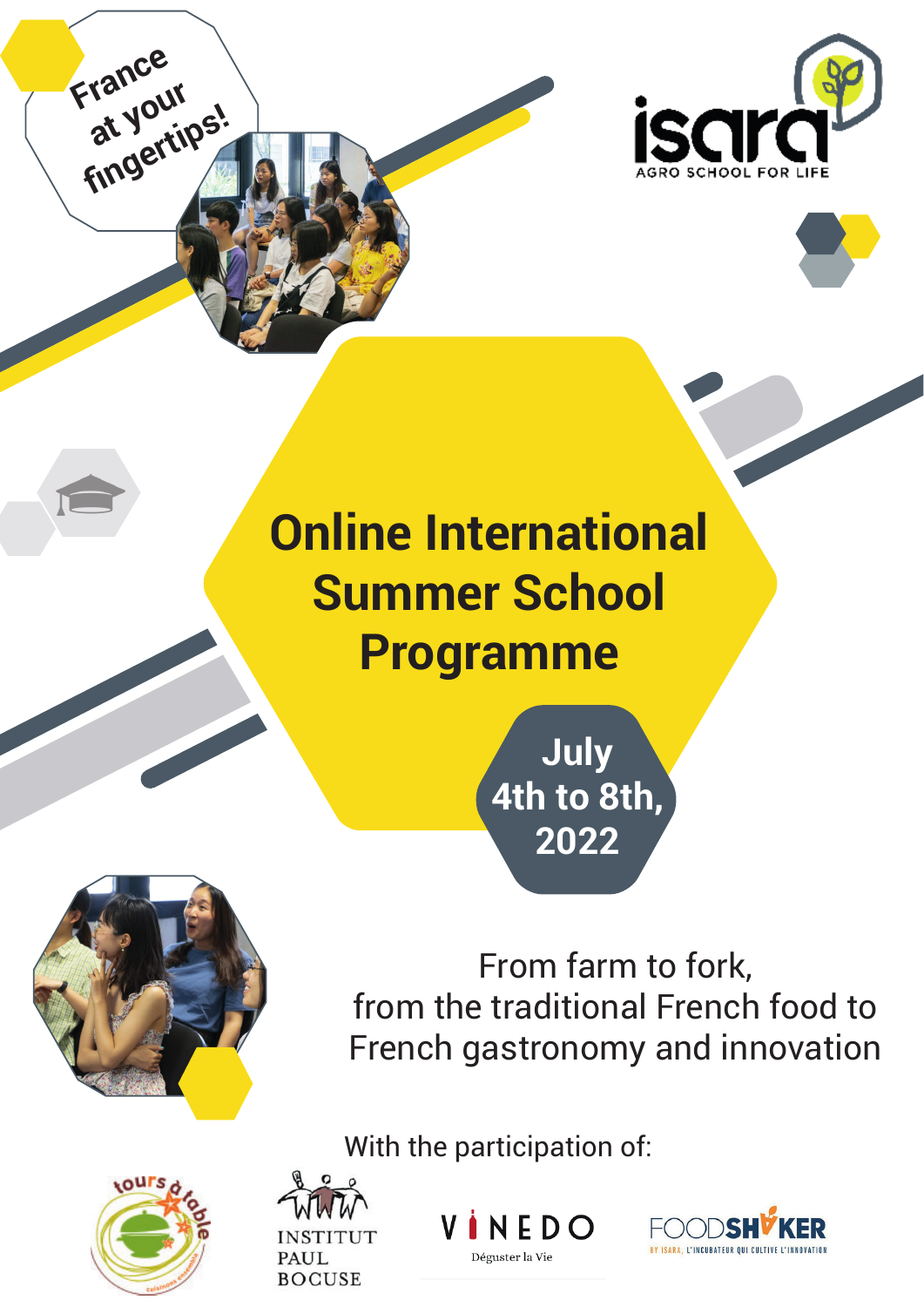France at your fingertips!

isara
AGRO SCHOOL FOR LIFE

# Online International Summer School Programme

**July 4th to 8th, 2022**

From farm to fork,
from the traditional French food to
French gastronomy and innovation

With the participation of:

tours à table

INSTITUT PAUL BOCUSE

VINEDO
Déguster la Vie

FOODSHAKER
BY ISARA, L'INCUBATEUR QUI CULTIVE L'INNOVATION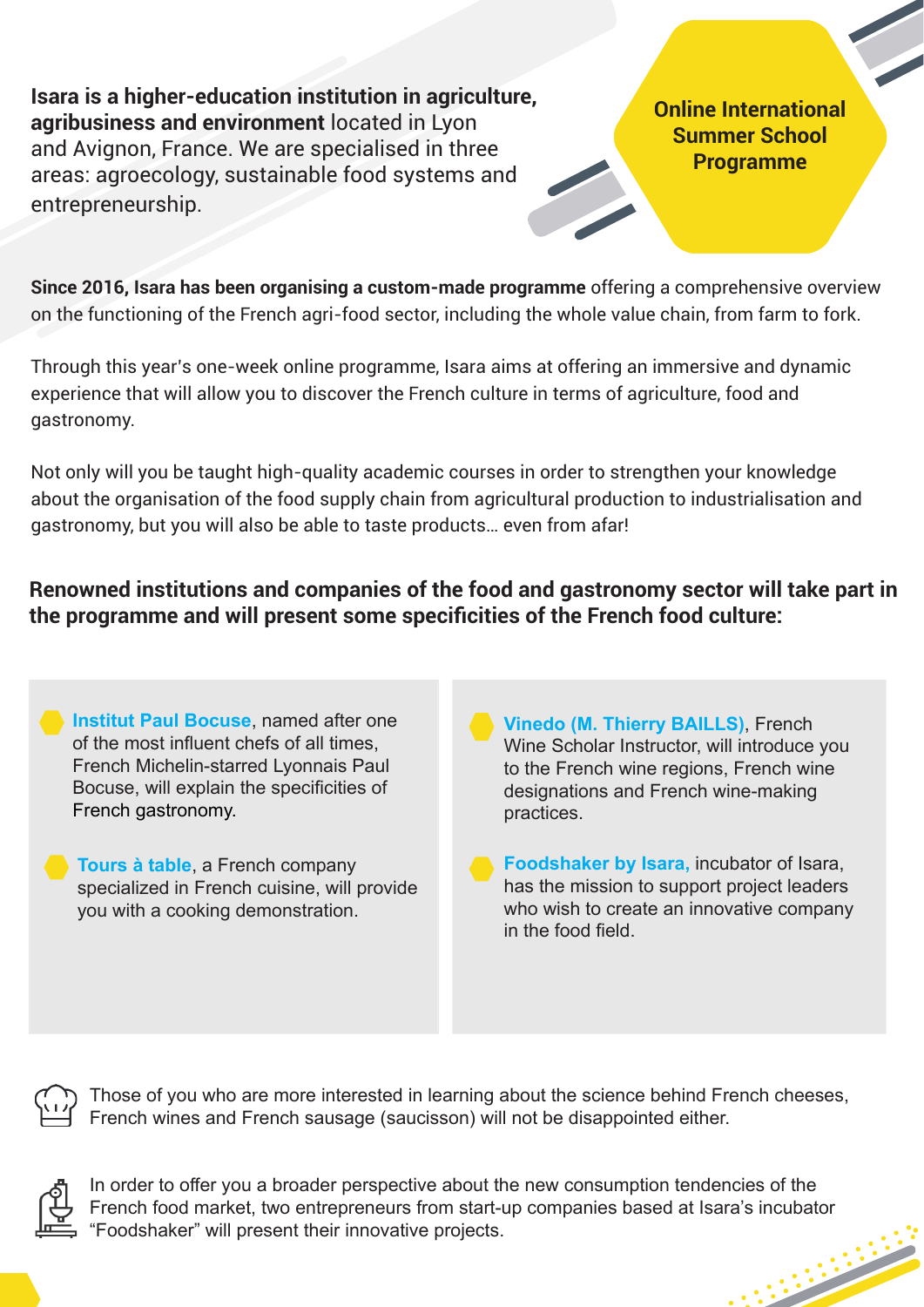**Isara is a higher-education institution in agriculture, agribusiness and environment** located in Lyon and Avignon, France. We are specialised in three areas: agroecology, sustainable food systems and entrepreneurship.

**Online International Summer School Programme**

**Since 2016, Isara has been organising a custom-made programme** offering a comprehensive overview on the functioning of the French agri-food sector, including the whole value chain, from farm to fork.

Through this year's one-week online programme, Isara aims at offering an immersive and dynamic experience that will allow you to discover the French culture in terms of agriculture, food and gastronomy.

Not only will you be taught high-quality academic courses in order to strengthen your knowledge about the organisation of the food supply chain from agricultural production to industrialisation and gastronomy, but you will also be able to taste products… even from afar!

**Renowned institutions and companies of the food and gastronomy sector will take part in the programme and will present some specificities of the French food culture:**

- **Institut Paul Bocuse**, named after one of the most influent chefs of all times, French Michelin-starred Lyonnais Paul Bocuse, will explain the specificities of French gastronomy.
- **Tours à table**, a French company specialized in French cuisine, will provide you with a cooking demonstration.
- **Vinedo (M. Thierry BAILLS)**, French Wine Scholar Instructor, will introduce you to the French wine regions, French wine designations and French wine-making practices.
- **Foodshaker by Isara,** incubator of Isara, has the mission to support project leaders who wish to create an innovative company in the food field.

Those of you who are more interested in learning about the science behind French cheeses, French wines and French sausage (saucisson) will not be disappointed either.

In order to offer you a broader perspective about the new consumption tendencies of the French food market, two entrepreneurs from start-up companies based at Isara's incubator "Foodshaker" will present their innovative projects.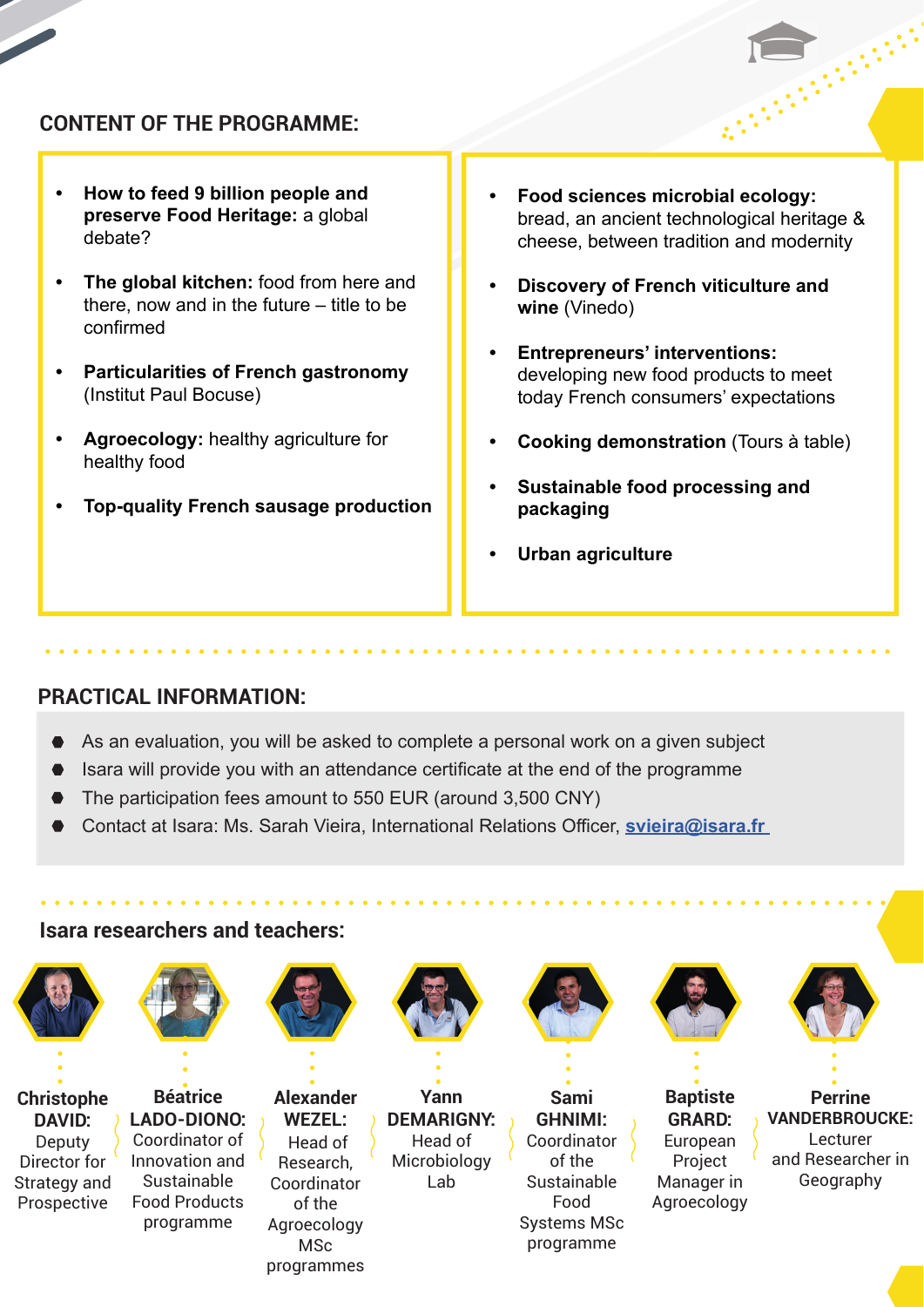## CONTENT OF THE PROGRAMME:

- **How to feed 9 billion people and preserve Food Heritage:** a global debate?
- **The global kitchen:** food from here and there, now and in the future – title to be confirmed
- **Particularities of French gastronomy** (Institut Paul Bocuse)
- **Agroecology:** healthy agriculture for healthy food
- **Top-quality French sausage production**
- **Food sciences microbial ecology:** bread, an ancient technological heritage & cheese, between tradition and modernity
- **Discovery of French viticulture and wine** (Vinedo)
- **Entrepreneurs' interventions:** developing new food products to meet today French consumers' expectations
- **Cooking demonstration** (Tours à table)
- **Sustainable food processing and packaging**
- **Urban agriculture**

## PRACTICAL INFORMATION:

- As an evaluation, you will be asked to complete a personal work on a given subject
- Isara will provide you with an attendance certificate at the end of the programme
- The participation fees amount to 550 EUR (around 3,500 CNY)
- Contact at Isara: Ms. Sarah Vieira, International Relations Officer, svieira@isara.fr

## Isara researchers and teachers:

- **Christophe DAVID:** Deputy Director for Strategy and Prospective
- **Béatrice LADO-DIONO:** Coordinator of Innovation and Sustainable Food Products programme
- **Alexander WEZEL:** Head of Research, Coordinator of the Agroecology MSc programmes
- **Yann DEMARIGNY:** Head of Microbiology Lab
- **Sami GHNIMI:** Coordinator of the Sustainable Food Systems MSc programme
- **Baptiste GRARD:** European Project Manager in Agroecology
- **Perrine VANDERBROUCKE:** Lecturer and Researcher in Geography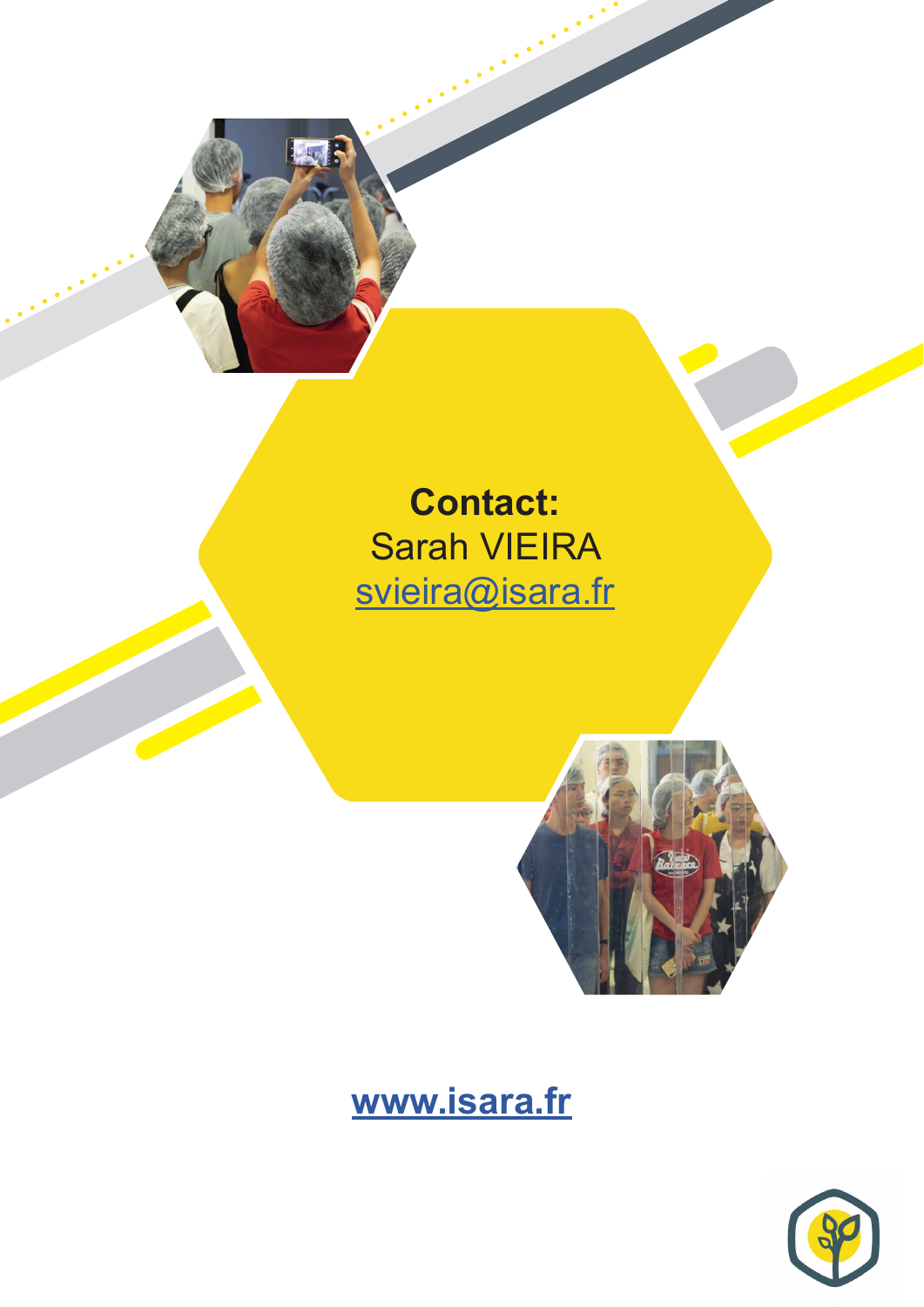**Contact:**
Sarah VIEIRA
svieira@isara.fr

**www.isara.fr**